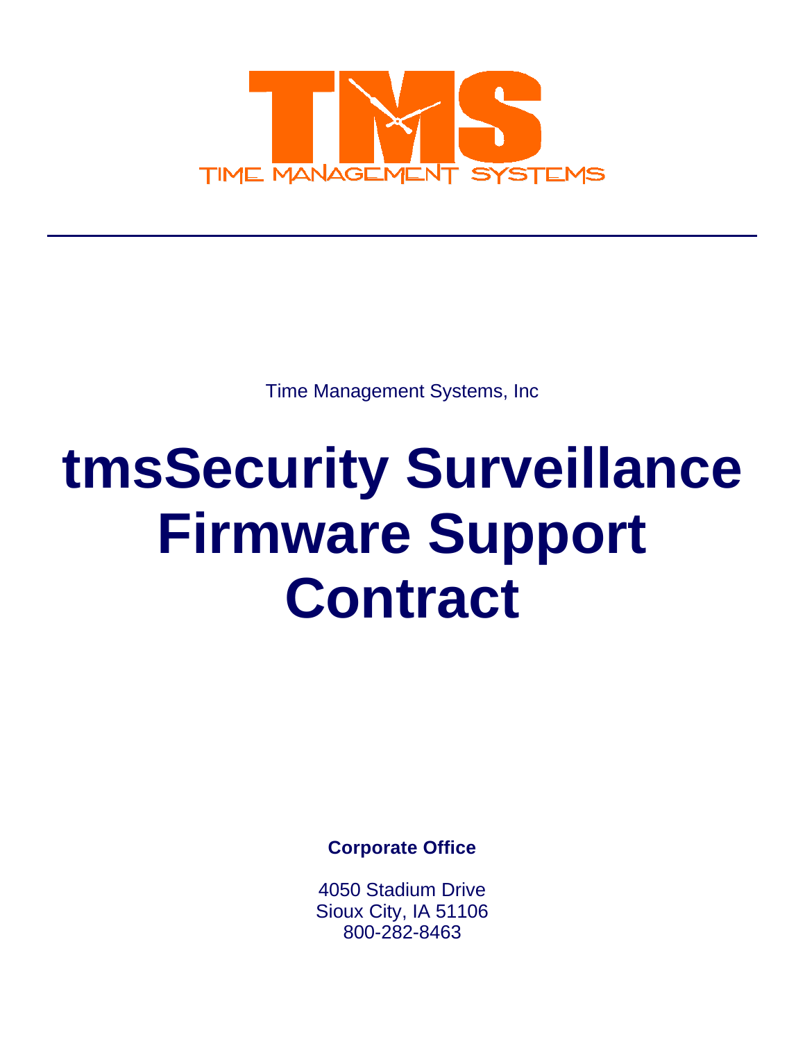TMS

TIME MANAGEMENT SYSTEMS

---

Time Management Systems, Inc

# tmsSecurity Surveillance Firmware Support Contract

**Corporate Office**

4050 Stadium Drive
Sioux City, IA 51106
800-282-8463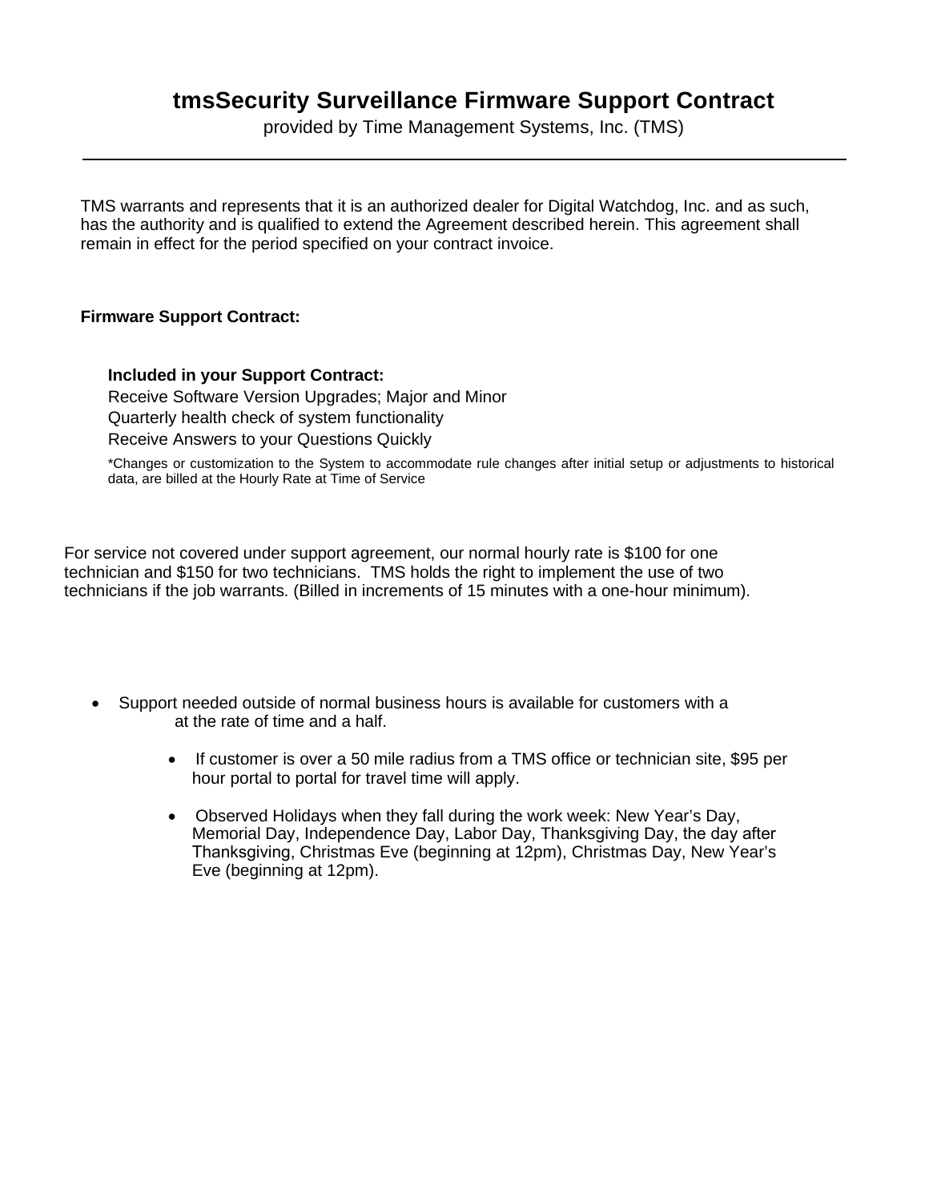# tmsSecurity Surveillance Firmware Support Contract

provided by Time Management Systems, Inc. (TMS)

---

TMS warrants and represents that it is an authorized dealer for Digital Watchdog, Inc. and as such, has the authority and is qualified to extend the Agreement described herein. This agreement shall remain in effect for the period specified on your contract invoice.

**Firmware Support Contract:**

**Included in your Support Contract:**

Receive Software Version Upgrades; Major and Minor
Quarterly health check of system functionality
Receive Answers to your Questions Quickly

*Changes or customization to the System to accommodate rule changes after initial setup or adjustments to historical data, are billed at the Hourly Rate at Time of Service

For service not covered under support agreement, our normal hourly rate is $100 for one technician and $150 for two technicians. TMS holds the right to implement the use of two technicians if the job warrants. (Billed in increments of 15 minutes with a one-hour minimum).

- Support needed outside of normal business hours is available for customers with a at the rate of time and a half.
  - If customer is over a 50 mile radius from a TMS office or technician site, $95 per hour portal to portal for travel time will apply.
  - Observed Holidays when they fall during the work week: New Year's Day, Memorial Day, Independence Day, Labor Day, Thanksgiving Day, the day after Thanksgiving, Christmas Eve (beginning at 12pm), Christmas Day, New Year's Eve (beginning at 12pm).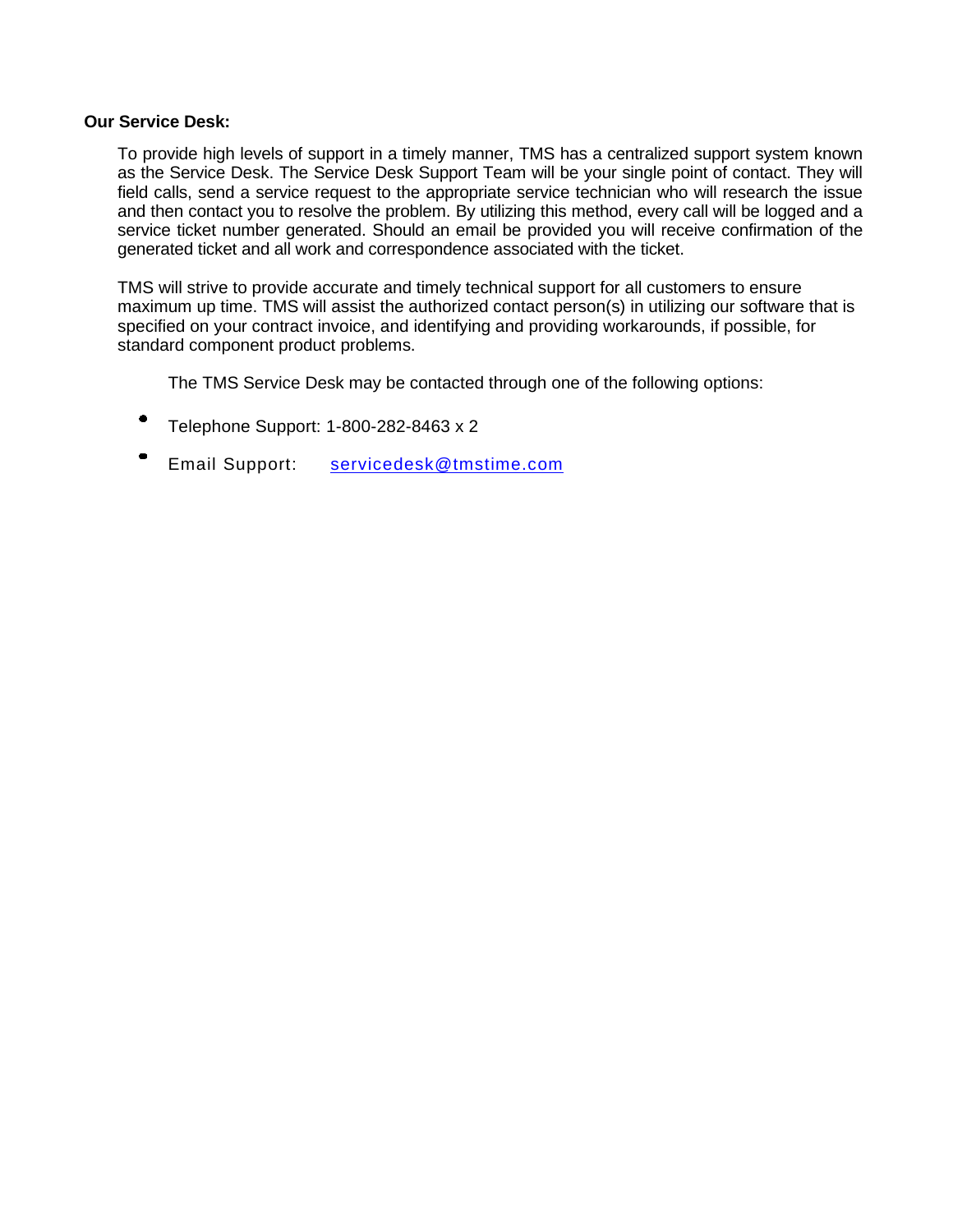**Our Service Desk:**

To provide high levels of support in a timely manner, TMS has a centralized support system known as the Service Desk. The Service Desk Support Team will be your single point of contact. They will field calls, send a service request to the appropriate service technician who will research the issue and then contact you to resolve the problem. By utilizing this method, every call will be logged and a service ticket number generated. Should an email be provided you will receive confirmation of the generated ticket and all work and correspondence associated with the ticket.

TMS will strive to provide accurate and timely technical support for all customers to ensure maximum up time. TMS will assist the authorized contact person(s) in utilizing our software that is specified on your contract invoice, and identifying and providing workarounds, if possible, for standard component product problems.

The TMS Service Desk may be contacted through one of the following options:

- Telephone Support: 1-800-282-8463 x 2
- Email Support: servicedesk@tmstime.com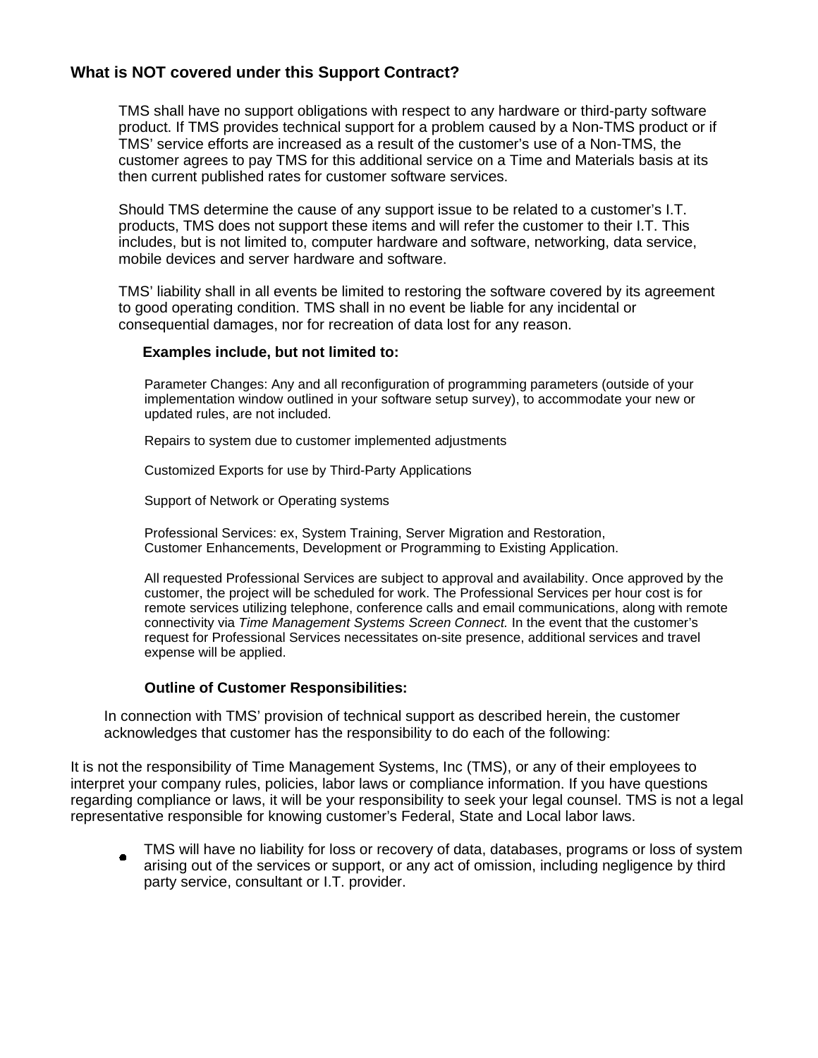## What is NOT covered under this Support Contract?

TMS shall have no support obligations with respect to any hardware or third-party software product. If TMS provides technical support for a problem caused by a Non-TMS product or if TMS' service efforts are increased as a result of the customer's use of a Non-TMS, the customer agrees to pay TMS for this additional service on a Time and Materials basis at its then current published rates for customer software services.

Should TMS determine the cause of any support issue to be related to a customer's I.T. products, TMS does not support these items and will refer the customer to their I.T. This includes, but is not limited to, computer hardware and software, networking, data service, mobile devices and server hardware and software.

TMS' liability shall in all events be limited to restoring the software covered by its agreement to good operating condition. TMS shall in no event be liable for any incidental or consequential damages, nor for recreation of data lost for any reason.

**Examples include, but not limited to:**

Parameter Changes: Any and all reconfiguration of programming parameters (outside of your implementation window outlined in your software setup survey), to accommodate your new or updated rules, are not included.

Repairs to system due to customer implemented adjustments

Customized Exports for use by Third-Party Applications

Support of Network or Operating systems

Professional Services: ex, System Training, Server Migration and Restoration, Customer Enhancements, Development or Programming to Existing Application.

All requested Professional Services are subject to approval and availability. Once approved by the customer, the project will be scheduled for work. The Professional Services per hour cost is for remote services utilizing telephone, conference calls and email communications, along with remote connectivity via *Time Management Systems Screen Connect.* In the event that the customer's request for Professional Services necessitates on-site presence, additional services and travel expense will be applied.

**Outline of Customer Responsibilities:**

In connection with TMS' provision of technical support as described herein, the customer acknowledges that customer has the responsibility to do each of the following:

It is not the responsibility of Time Management Systems, Inc (TMS), or any of their employees to interpret your company rules, policies, labor laws or compliance information. If you have questions regarding compliance or laws, it will be your responsibility to seek your legal counsel. TMS is not a legal representative responsible for knowing customer's Federal, State and Local labor laws.

- TMS will have no liability for loss or recovery of data, databases, programs or loss of system arising out of the services or support, or any act of omission, including negligence by third party service, consultant or I.T. provider.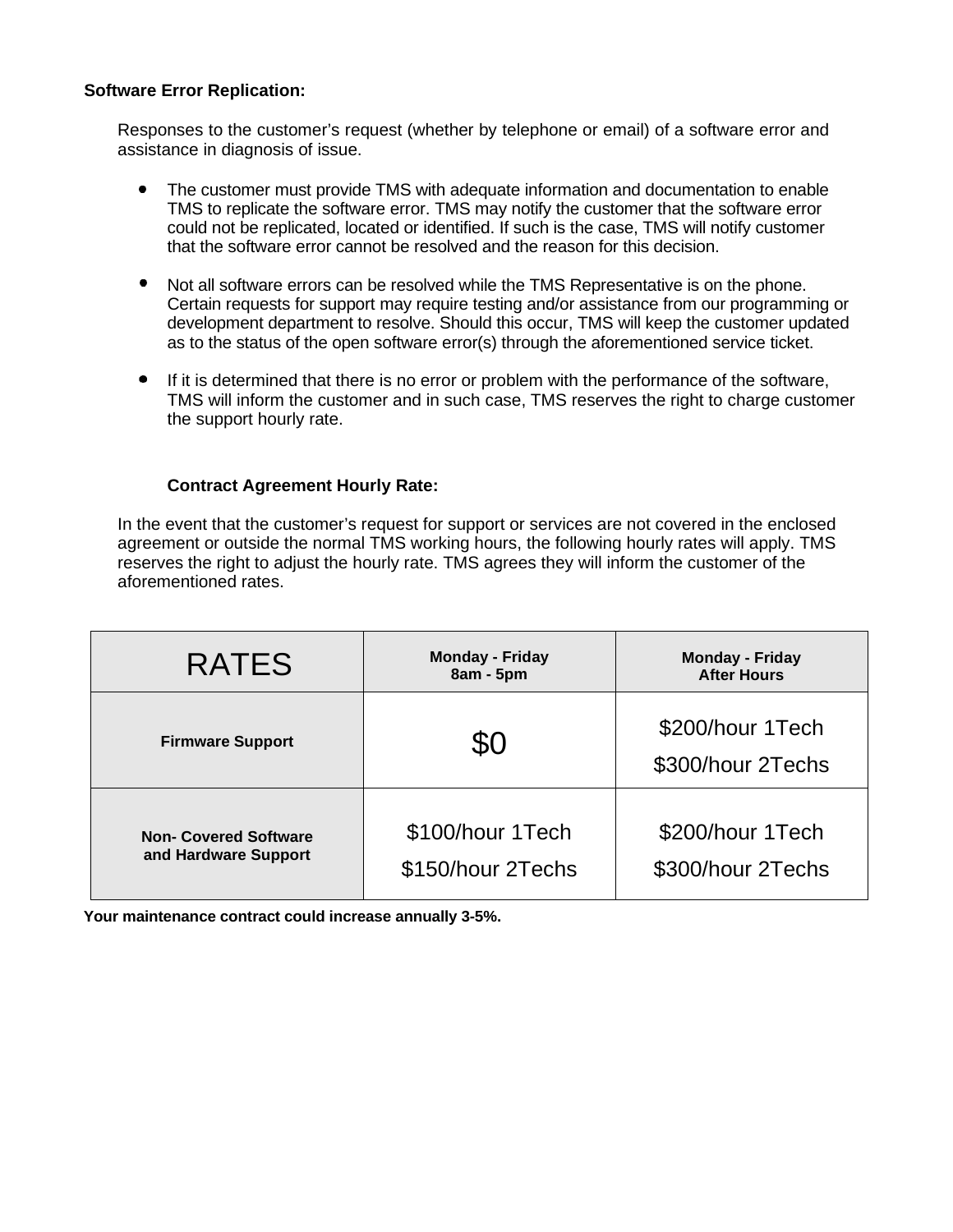**Software Error Replication:**

Responses to the customer's request (whether by telephone or email) of a software error and assistance in diagnosis of issue.

- The customer must provide TMS with adequate information and documentation to enable TMS to replicate the software error. TMS may notify the customer that the software error could not be replicated, located or identified. If such is the case, TMS will notify customer that the software error cannot be resolved and the reason for this decision.
- Not all software errors can be resolved while the TMS Representative is on the phone. Certain requests for support may require testing and/or assistance from our programming or development department to resolve. Should this occur, TMS will keep the customer updated as to the status of the open software error(s) through the aforementioned service ticket.
- If it is determined that there is no error or problem with the performance of the software, TMS will inform the customer and in such case, TMS reserves the right to charge customer the support hourly rate.

**Contract Agreement Hourly Rate:**

In the event that the customer's request for support or services are not covered in the enclosed agreement or outside the normal TMS working hours, the following hourly rates will apply. TMS reserves the right to adjust the hourly rate. TMS agrees they will inform the customer of the aforementioned rates.

| RATES | Monday - Friday 8am - 5pm | Monday - Friday After Hours |
|---|---|---|
| **Firmware Support** | $0 | $200/hour 1Tech<br>$300/hour 2Techs |
| **Non- Covered Software and Hardware Support** | $100/hour 1Tech<br>$150/hour 2Techs | $200/hour 1Tech<br>$300/hour 2Techs |

**Your maintenance contract could increase annually 3-5%.**